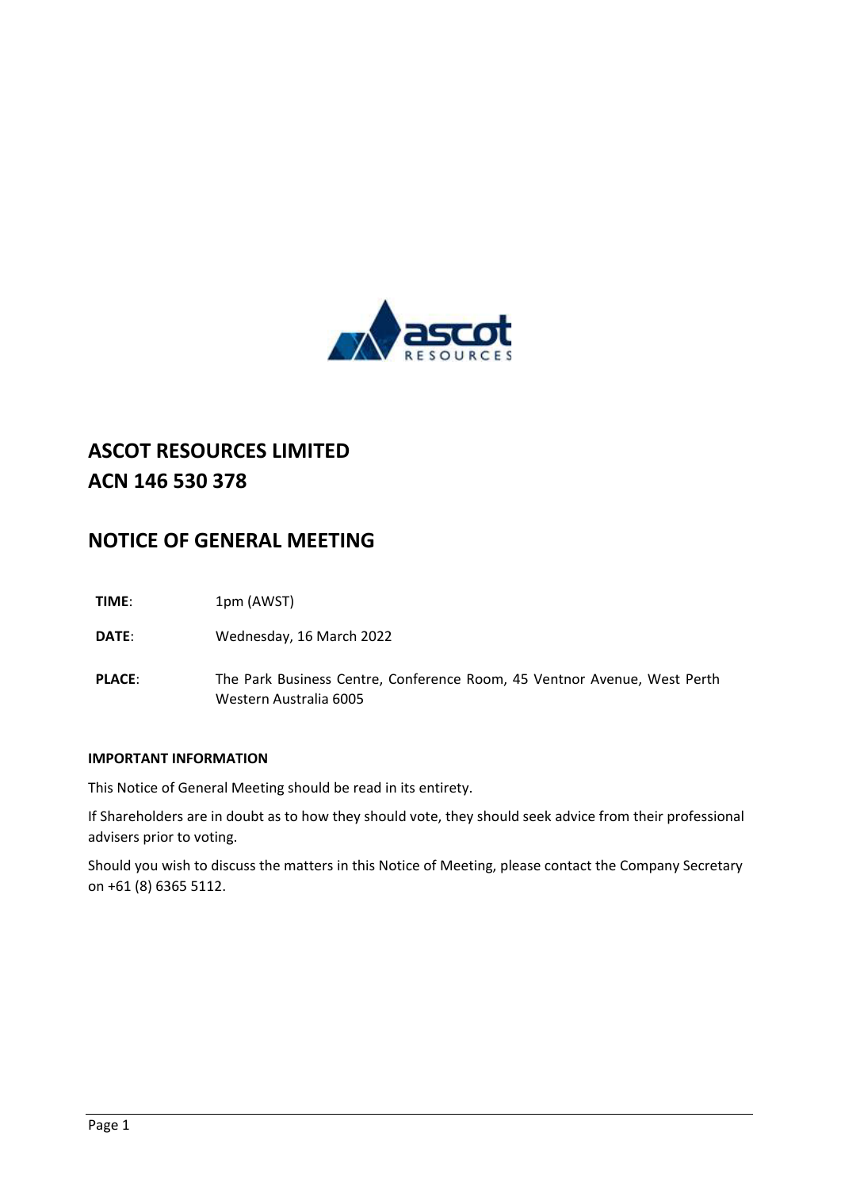# ASCOT RESOURCES LIMITED
# ACN 146 530 378

## NOTICE OF GENERAL MEETING

| | |
|---|---|
| **TIME**: | 1pm (AWST) |
| **DATE**: | Wednesday, 16 March 2022 |
| **PLACE**: | The Park Business Centre, Conference Room, 45 Ventnor Avenue, West Perth Western Australia 6005 |

**IMPORTANT INFORMATION**

This Notice of General Meeting should be read in its entirety.

If Shareholders are in doubt as to how they should vote, they should seek advice from their professional advisers prior to voting.

Should you wish to discuss the matters in this Notice of Meeting, please contact the Company Secretary on +61 (8) 6365 5112.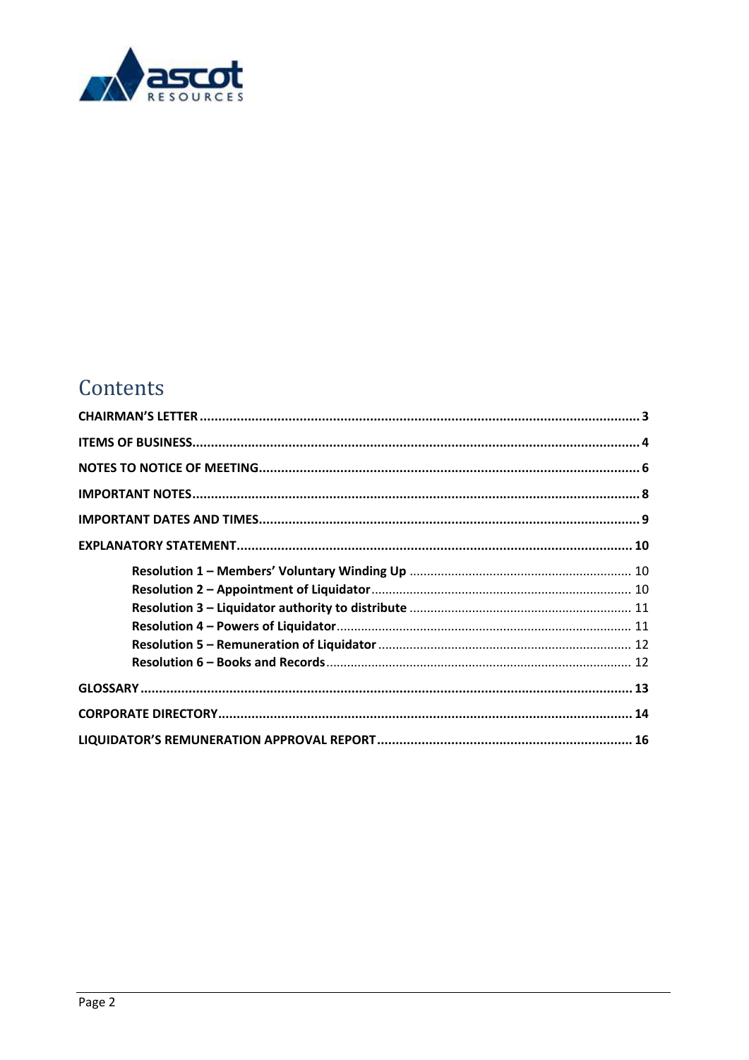# Contents

| | |
|---|---|
| **CHAIRMAN'S LETTER** | **3** |
| **ITEMS OF BUSINESS** | **4** |
| **NOTES TO NOTICE OF MEETING** | **6** |
| **IMPORTANT NOTES** | **8** |
| **IMPORTANT DATES AND TIMES** | **9** |
| **EXPLANATORY STATEMENT** | **10** |
| **Resolution 1 – Members' Voluntary Winding Up** | 10 |
| **Resolution 2 – Appointment of Liquidator** | 10 |
| **Resolution 3 – Liquidator authority to distribute** | 11 |
| **Resolution 4 – Powers of Liquidator** | 11 |
| **Resolution 5 – Remuneration of Liquidator** | 12 |
| **Resolution 6 – Books and Records** | 12 |
| **GLOSSARY** | **13** |
| **CORPORATE DIRECTORY** | **14** |
| **LIQUIDATOR'S REMUNERATION APPROVAL REPORT** | **16** |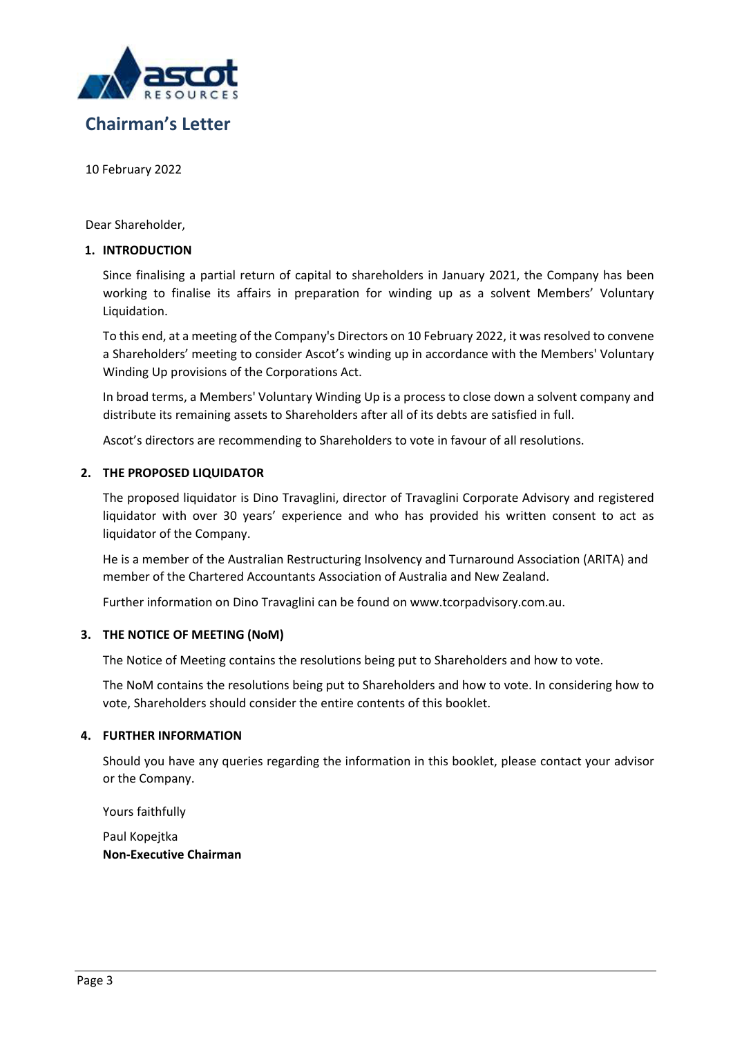# Chairman's Letter

10 February 2022

Dear Shareholder,

## 1. INTRODUCTION

Since finalising a partial return of capital to shareholders in January 2021, the Company has been working to finalise its affairs in preparation for winding up as a solvent Members' Voluntary Liquidation.

To this end, at a meeting of the Company's Directors on 10 February 2022, it was resolved to convene a Shareholders' meeting to consider Ascot's winding up in accordance with the Members' Voluntary Winding Up provisions of the Corporations Act.

In broad terms, a Members' Voluntary Winding Up is a process to close down a solvent company and distribute its remaining assets to Shareholders after all of its debts are satisfied in full.

Ascot's directors are recommending to Shareholders to vote in favour of all resolutions.

## 2. THE PROPOSED LIQUIDATOR

The proposed liquidator is Dino Travaglini, director of Travaglini Corporate Advisory and registered liquidator with over 30 years' experience and who has provided his written consent to act as liquidator of the Company.

He is a member of the Australian Restructuring Insolvency and Turnaround Association (ARITA) and member of the Chartered Accountants Association of Australia and New Zealand.

Further information on Dino Travaglini can be found on www.tcorpadvisory.com.au.

## 3. THE NOTICE OF MEETING (NoM)

The Notice of Meeting contains the resolutions being put to Shareholders and how to vote.

The NoM contains the resolutions being put to Shareholders and how to vote. In considering how to vote, Shareholders should consider the entire contents of this booklet.

## 4. FURTHER INFORMATION

Should you have any queries regarding the information in this booklet, please contact your advisor or the Company.

Yours faithfully

Paul Kopejtka
**Non-Executive Chairman**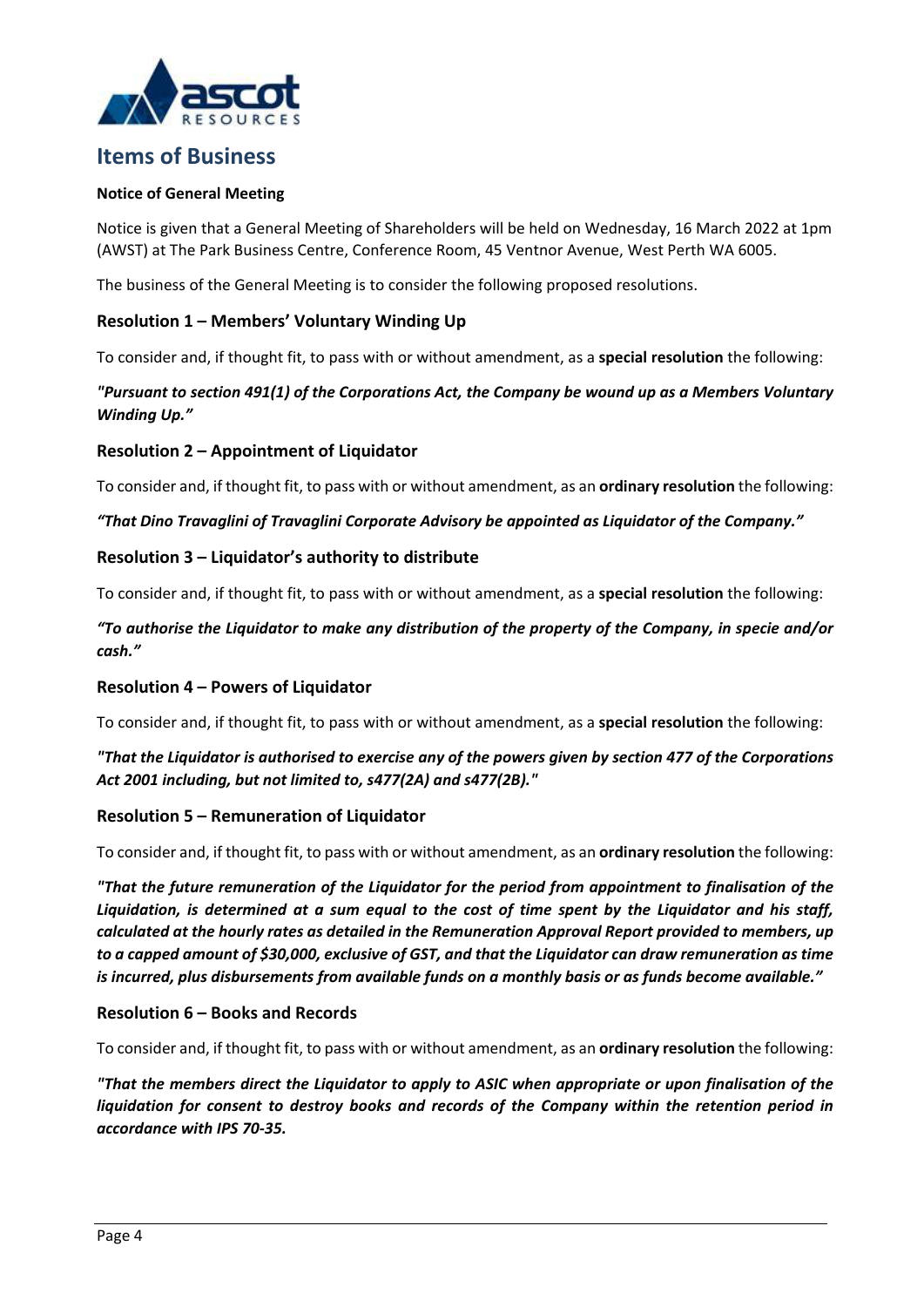# Items of Business

**Notice of General Meeting**

Notice is given that a General Meeting of Shareholders will be held on Wednesday, 16 March 2022 at 1pm (AWST) at The Park Business Centre, Conference Room, 45 Ventnor Avenue, West Perth WA 6005.

The business of the General Meeting is to consider the following proposed resolutions.

## Resolution 1 – Members' Voluntary Winding Up

To consider and, if thought fit, to pass with or without amendment, as a **special resolution** the following:

***"Pursuant to section 491(1) of the Corporations Act, the Company be wound up as a Members Voluntary Winding Up."***

## Resolution 2 – Appointment of Liquidator

To consider and, if thought fit, to pass with or without amendment, as an **ordinary resolution** the following:

***"That Dino Travaglini of Travaglini Corporate Advisory be appointed as Liquidator of the Company."***

## Resolution 3 – Liquidator's authority to distribute

To consider and, if thought fit, to pass with or without amendment, as a **special resolution** the following:

***"To authorise the Liquidator to make any distribution of the property of the Company, in specie and/or cash."***

## Resolution 4 – Powers of Liquidator

To consider and, if thought fit, to pass with or without amendment, as a **special resolution** the following:

***"That the Liquidator is authorised to exercise any of the powers given by section 477 of the Corporations Act 2001 including, but not limited to, s477(2A) and s477(2B)."***

## Resolution 5 – Remuneration of Liquidator

To consider and, if thought fit, to pass with or without amendment, as an **ordinary resolution** the following:

***"That the future remuneration of the Liquidator for the period from appointment to finalisation of the Liquidation, is determined at a sum equal to the cost of time spent by the Liquidator and his staff, calculated at the hourly rates as detailed in the Remuneration Approval Report provided to members, up to a capped amount of $30,000, exclusive of GST, and that the Liquidator can draw remuneration as time is incurred, plus disbursements from available funds on a monthly basis or as funds become available."***

## Resolution 6 – Books and Records

To consider and, if thought fit, to pass with or without amendment, as an **ordinary resolution** the following:

***"That the members direct the Liquidator to apply to ASIC when appropriate or upon finalisation of the liquidation for consent to destroy books and records of the Company within the retention period in accordance with IPS 70-35.***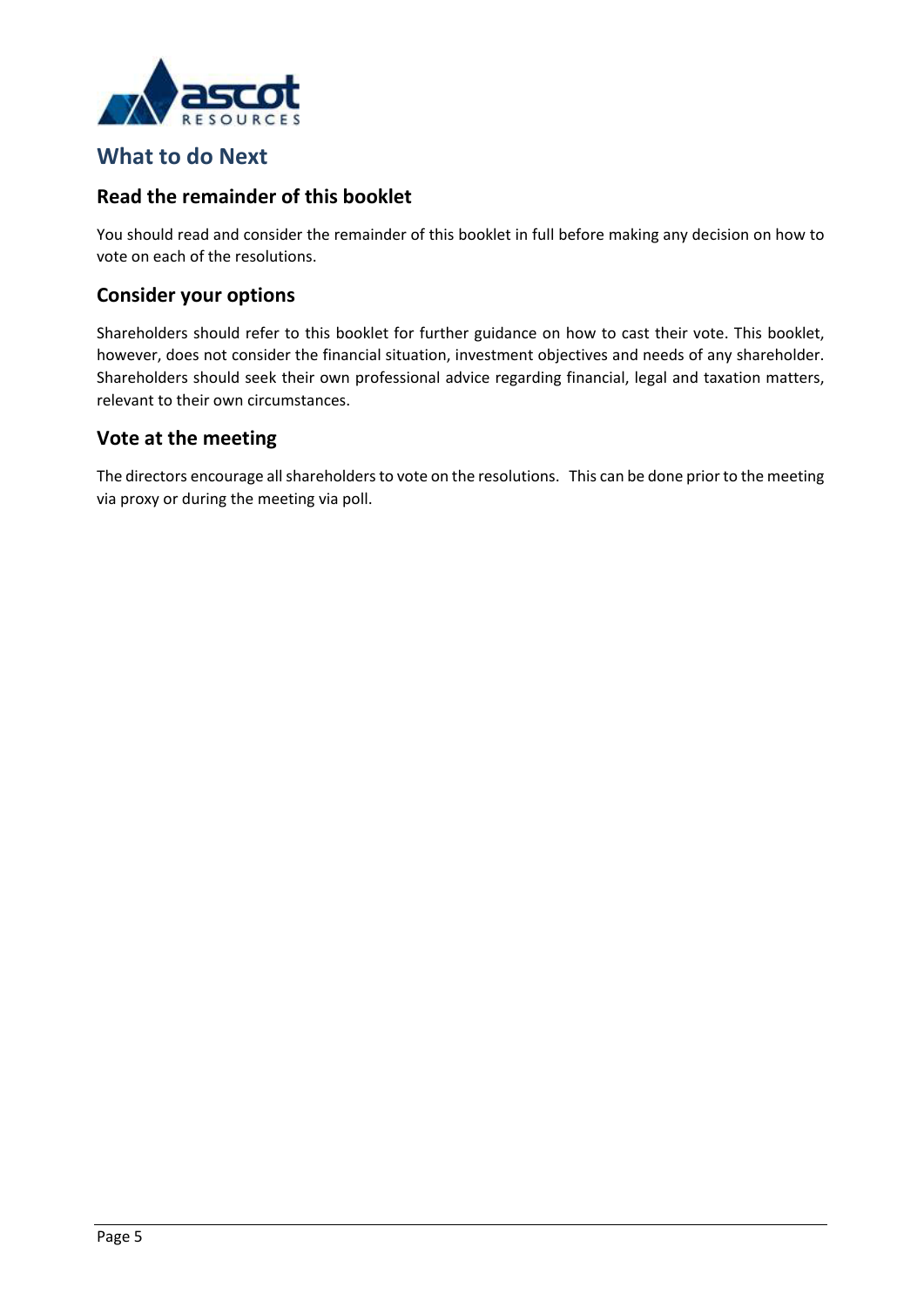## What to do Next

### Read the remainder of this booklet

You should read and consider the remainder of this booklet in full before making any decision on how to vote on each of the resolutions.

### Consider your options

Shareholders should refer to this booklet for further guidance on how to cast their vote. This booklet, however, does not consider the financial situation, investment objectives and needs of any shareholder. Shareholders should seek their own professional advice regarding financial, legal and taxation matters, relevant to their own circumstances.

### Vote at the meeting

The directors encourage all shareholders to vote on the resolutions. This can be done prior to the meeting via proxy or during the meeting via poll.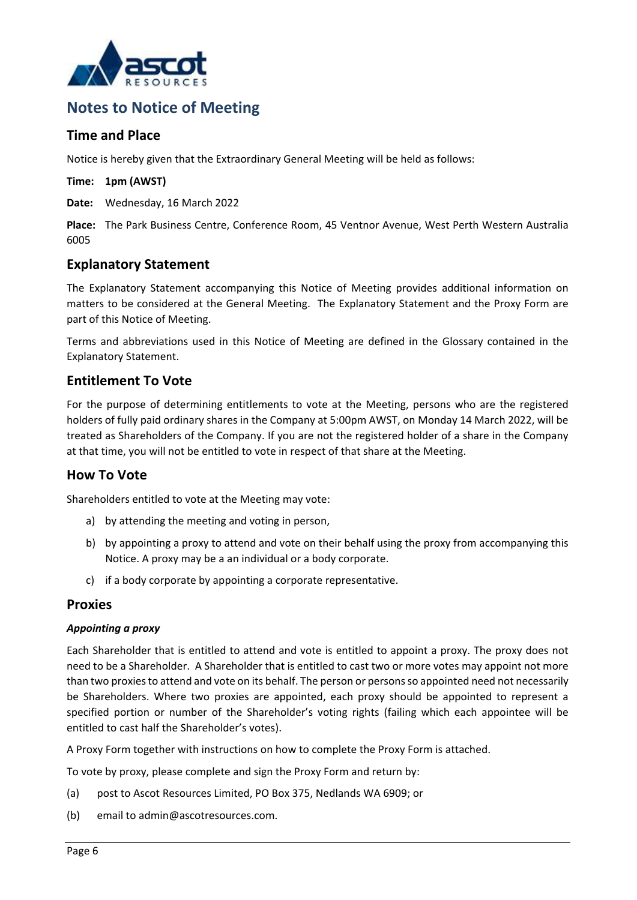# Notes to Notice of Meeting

## Time and Place

Notice is hereby given that the Extraordinary General Meeting will be held as follows:

**Time: 1pm (AWST)**

**Date:** Wednesday, 16 March 2022

**Place:** The Park Business Centre, Conference Room, 45 Ventnor Avenue, West Perth Western Australia 6005

## Explanatory Statement

The Explanatory Statement accompanying this Notice of Meeting provides additional information on matters to be considered at the General Meeting. The Explanatory Statement and the Proxy Form are part of this Notice of Meeting.

Terms and abbreviations used in this Notice of Meeting are defined in the Glossary contained in the Explanatory Statement.

## Entitlement To Vote

For the purpose of determining entitlements to vote at the Meeting, persons who are the registered holders of fully paid ordinary shares in the Company at 5:00pm AWST, on Monday 14 March 2022, will be treated as Shareholders of the Company. If you are not the registered holder of a share in the Company at that time, you will not be entitled to vote in respect of that share at the Meeting.

## How To Vote

Shareholders entitled to vote at the Meeting may vote:

a) by attending the meeting and voting in person,

b) by appointing a proxy to attend and vote on their behalf using the proxy from accompanying this Notice. A proxy may be a an individual or a body corporate.

c) if a body corporate by appointing a corporate representative.

## Proxies

### *Appointing a proxy*

Each Shareholder that is entitled to attend and vote is entitled to appoint a proxy. The proxy does not need to be a Shareholder. A Shareholder that is entitled to cast two or more votes may appoint not more than two proxies to attend and vote on its behalf. The person or persons so appointed need not necessarily be Shareholders. Where two proxies are appointed, each proxy should be appointed to represent a specified portion or number of the Shareholder's voting rights (failing which each appointee will be entitled to cast half the Shareholder's votes).

A Proxy Form together with instructions on how to complete the Proxy Form is attached.

To vote by proxy, please complete and sign the Proxy Form and return by:

(a) post to Ascot Resources Limited, PO Box 375, Nedlands WA 6909; or

(b) email to admin@ascotresources.com.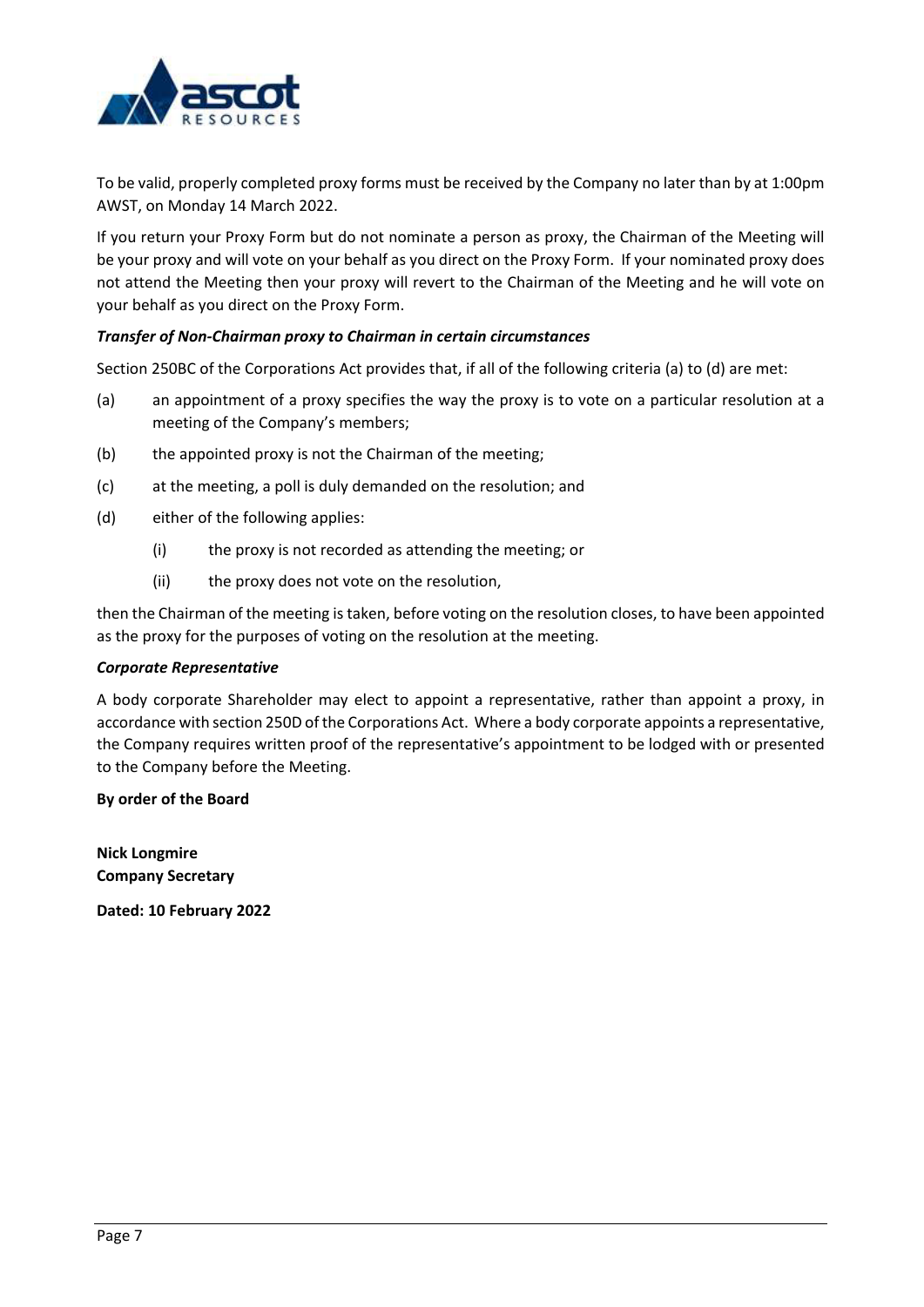To be valid, properly completed proxy forms must be received by the Company no later than by at 1:00pm AWST, on Monday 14 March 2022.

If you return your Proxy Form but do not nominate a person as proxy, the Chairman of the Meeting will be your proxy and will vote on your behalf as you direct on the Proxy Form. If your nominated proxy does not attend the Meeting then your proxy will revert to the Chairman of the Meeting and he will vote on your behalf as you direct on the Proxy Form.

***Transfer of Non-Chairman proxy to Chairman in certain circumstances***

Section 250BC of the Corporations Act provides that, if all of the following criteria (a) to (d) are met:

(a) an appointment of a proxy specifies the way the proxy is to vote on a particular resolution at a meeting of the Company's members;

(b) the appointed proxy is not the Chairman of the meeting;

(c) at the meeting, a poll is duly demanded on the resolution; and

(d) either of the following applies:

  (i) the proxy is not recorded as attending the meeting; or

  (ii) the proxy does not vote on the resolution,

then the Chairman of the meeting is taken, before voting on the resolution closes, to have been appointed as the proxy for the purposes of voting on the resolution at the meeting.

***Corporate Representative***

A body corporate Shareholder may elect to appoint a representative, rather than appoint a proxy, in accordance with section 250D of the Corporations Act. Where a body corporate appoints a representative, the Company requires written proof of the representative's appointment to be lodged with or presented to the Company before the Meeting.

**By order of the Board**

**Nick Longmire**
**Company Secretary**

**Dated: 10 February 2022**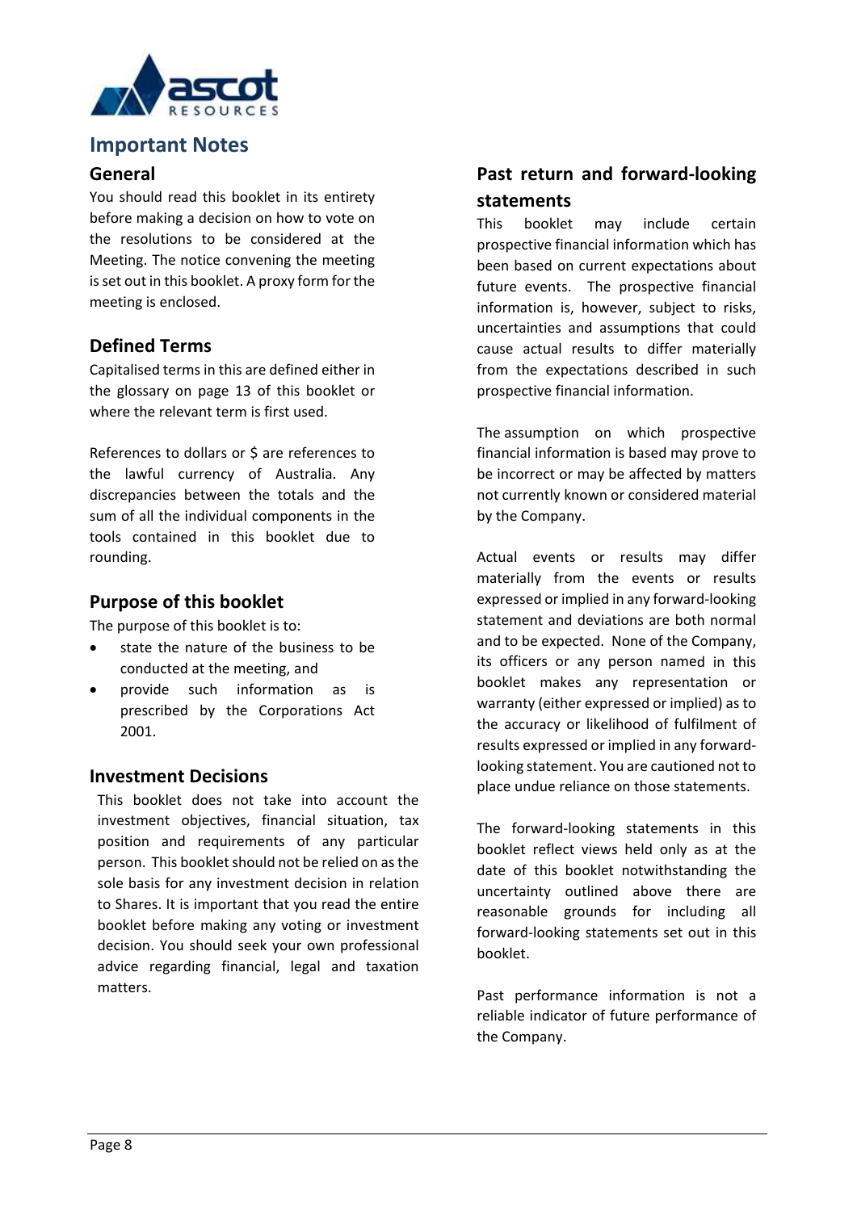## Important Notes

### General

You should read this booklet in its entirety before making a decision on how to vote on the resolutions to be considered at the Meeting. The notice convening the meeting is set out in this booklet. A proxy form for the meeting is enclosed.

### Defined Terms

Capitalised terms in this are defined either in the glossary on page 13 of this booklet or where the relevant term is first used.

References to dollars or $ are references to the lawful currency of Australia. Any discrepancies between the totals and the sum of all the individual components in the tools contained in this booklet due to rounding.

### Purpose of this booklet

The purpose of this booklet is to:

- state the nature of the business to be conducted at the meeting, and
- provide such information as is prescribed by the Corporations Act 2001.

### Investment Decisions

This booklet does not take into account the investment objectives, financial situation, tax position and requirements of any particular person. This booklet should not be relied on as the sole basis for any investment decision in relation to Shares. It is important that you read the entire booklet before making any voting or investment decision. You should seek your own professional advice regarding financial, legal and taxation matters.

### Past return and forward-looking statements

This booklet may include certain prospective financial information which has been based on current expectations about future events. The prospective financial information is, however, subject to risks, uncertainties and assumptions that could cause actual results to differ materially from the expectations described in such prospective financial information.

The assumption on which prospective financial information is based may prove to be incorrect or may be affected by matters not currently known or considered material by the Company.

Actual events or results may differ materially from the events or results expressed or implied in any forward-looking statement and deviations are both normal and to be expected. None of the Company, its officers or any person named in this booklet makes any representation or warranty (either expressed or implied) as to the accuracy or likelihood of fulfilment of results expressed or implied in any forward-looking statement. You are cautioned not to place undue reliance on those statements.

The forward-looking statements in this booklet reflect views held only as at the date of this booklet notwithstanding the uncertainty outlined above there are reasonable grounds for including all forward-looking statements set out in this booklet.

Past performance information is not a reliable indicator of future performance of the Company.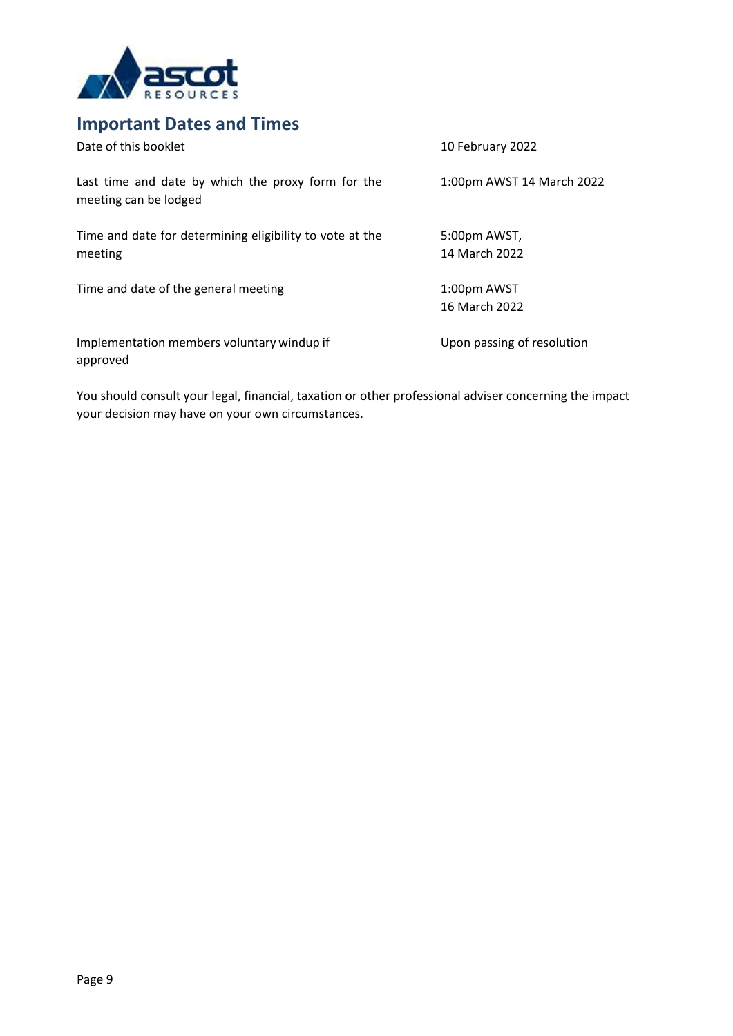## Important Dates and Times

| | |
|---|---|
| Date of this booklet | 10 February 2022 |
| Last time and date by which the proxy form for the meeting can be lodged | 1:00pm AWST 14 March 2022 |
| Time and date for determining eligibility to vote at the meeting | 5:00pm AWST, 14 March 2022 |
| Time and date of the general meeting | 1:00pm AWST 16 March 2022 |
| Implementation members voluntary windup if approved | Upon passing of resolution |

You should consult your legal, financial, taxation or other professional adviser concerning the impact your decision may have on your own circumstances.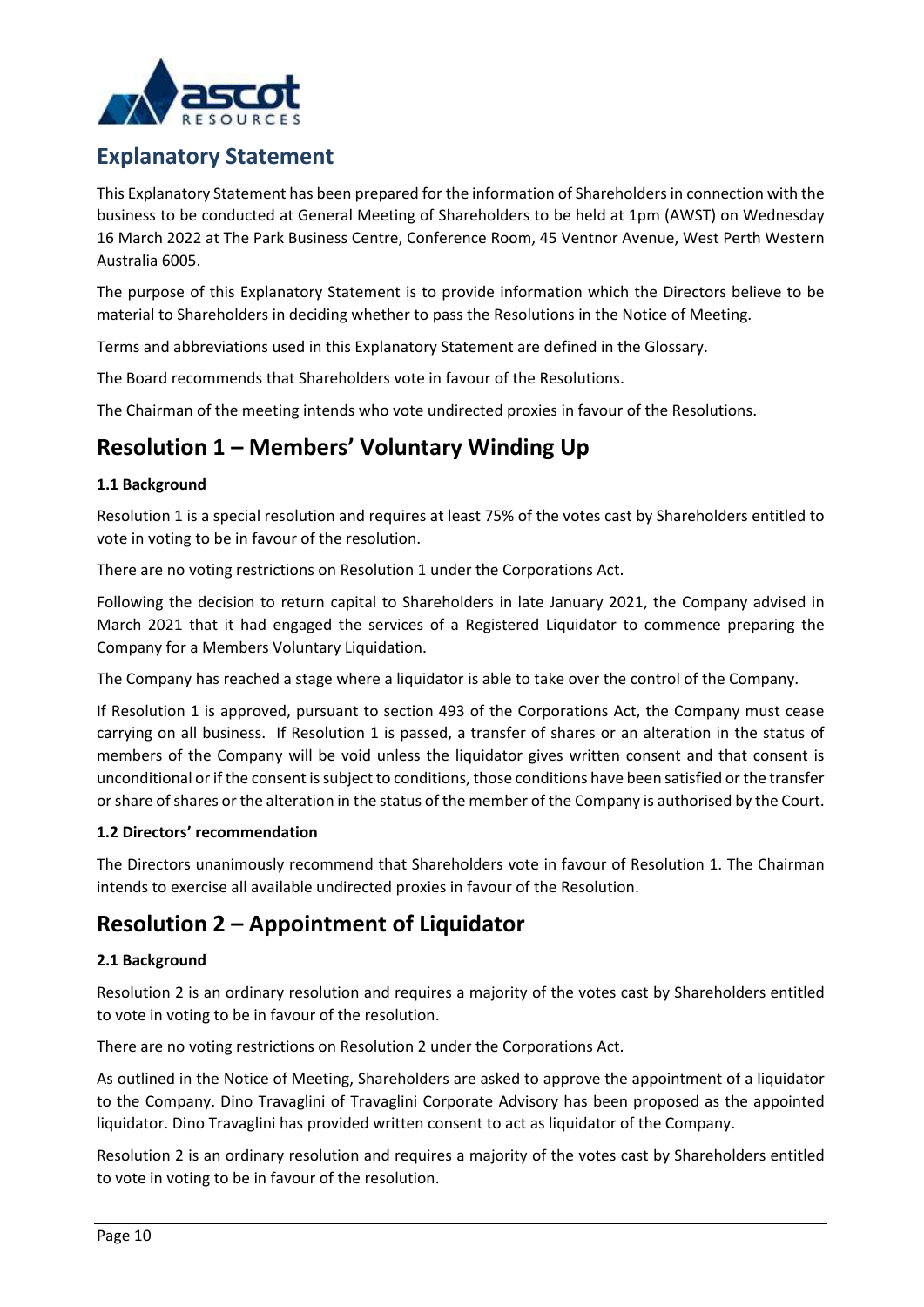# Explanatory Statement

This Explanatory Statement has been prepared for the information of Shareholders in connection with the business to be conducted at General Meeting of Shareholders to be held at 1pm (AWST) on Wednesday 16 March 2022 at The Park Business Centre, Conference Room, 45 Ventnor Avenue, West Perth Western Australia 6005.

The purpose of this Explanatory Statement is to provide information which the Directors believe to be material to Shareholders in deciding whether to pass the Resolutions in the Notice of Meeting.

Terms and abbreviations used in this Explanatory Statement are defined in the Glossary.

The Board recommends that Shareholders vote in favour of the Resolutions.

The Chairman of the meeting intends who vote undirected proxies in favour of the Resolutions.

# Resolution 1 – Members' Voluntary Winding Up

### 1.1 Background

Resolution 1 is a special resolution and requires at least 75% of the votes cast by Shareholders entitled to vote in voting to be in favour of the resolution.

There are no voting restrictions on Resolution 1 under the Corporations Act.

Following the decision to return capital to Shareholders in late January 2021, the Company advised in March 2021 that it had engaged the services of a Registered Liquidator to commence preparing the Company for a Members Voluntary Liquidation.

The Company has reached a stage where a liquidator is able to take over the control of the Company.

If Resolution 1 is approved, pursuant to section 493 of the Corporations Act, the Company must cease carrying on all business. If Resolution 1 is passed, a transfer of shares or an alteration in the status of members of the Company will be void unless the liquidator gives written consent and that consent is unconditional or if the consent is subject to conditions, those conditions have been satisfied or the transfer or share of shares or the alteration in the status of the member of the Company is authorised by the Court.

### 1.2 Directors' recommendation

The Directors unanimously recommend that Shareholders vote in favour of Resolution 1. The Chairman intends to exercise all available undirected proxies in favour of the Resolution.

# Resolution 2 – Appointment of Liquidator

### 2.1 Background

Resolution 2 is an ordinary resolution and requires a majority of the votes cast by Shareholders entitled to vote in voting to be in favour of the resolution.

There are no voting restrictions on Resolution 2 under the Corporations Act.

As outlined in the Notice of Meeting, Shareholders are asked to approve the appointment of a liquidator to the Company. Dino Travaglini of Travaglini Corporate Advisory has been proposed as the appointed liquidator. Dino Travaglini has provided written consent to act as liquidator of the Company.

Resolution 2 is an ordinary resolution and requires a majority of the votes cast by Shareholders entitled to vote in voting to be in favour of the resolution.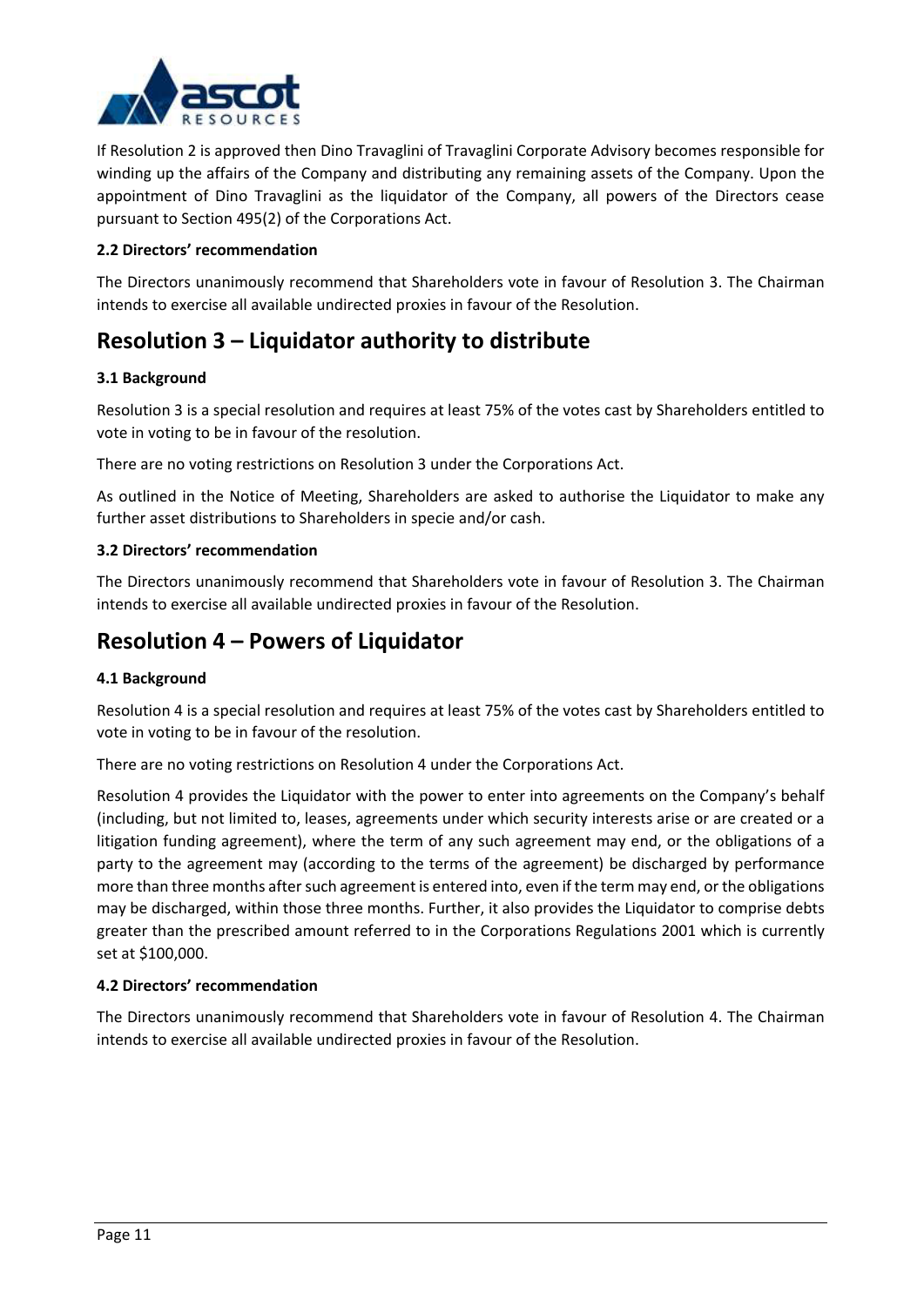If Resolution 2 is approved then Dino Travaglini of Travaglini Corporate Advisory becomes responsible for winding up the affairs of the Company and distributing any remaining assets of the Company. Upon the appointment of Dino Travaglini as the liquidator of the Company, all powers of the Directors cease pursuant to Section 495(2) of the Corporations Act.

**2.2 Directors' recommendation**

The Directors unanimously recommend that Shareholders vote in favour of Resolution 3. The Chairman intends to exercise all available undirected proxies in favour of the Resolution.

## Resolution 3 – Liquidator authority to distribute

**3.1 Background**

Resolution 3 is a special resolution and requires at least 75% of the votes cast by Shareholders entitled to vote in voting to be in favour of the resolution.

There are no voting restrictions on Resolution 3 under the Corporations Act.

As outlined in the Notice of Meeting, Shareholders are asked to authorise the Liquidator to make any further asset distributions to Shareholders in specie and/or cash.

**3.2 Directors' recommendation**

The Directors unanimously recommend that Shareholders vote in favour of Resolution 3. The Chairman intends to exercise all available undirected proxies in favour of the Resolution.

## Resolution 4 – Powers of Liquidator

**4.1 Background**

Resolution 4 is a special resolution and requires at least 75% of the votes cast by Shareholders entitled to vote in voting to be in favour of the resolution.

There are no voting restrictions on Resolution 4 under the Corporations Act.

Resolution 4 provides the Liquidator with the power to enter into agreements on the Company's behalf (including, but not limited to, leases, agreements under which security interests arise or are created or a litigation funding agreement), where the term of any such agreement may end, or the obligations of a party to the agreement may (according to the terms of the agreement) be discharged by performance more than three months after such agreement is entered into, even if the term may end, or the obligations may be discharged, within those three months. Further, it also provides the Liquidator to comprise debts greater than the prescribed amount referred to in the Corporations Regulations 2001 which is currently set at $100,000.

**4.2 Directors' recommendation**

The Directors unanimously recommend that Shareholders vote in favour of Resolution 4. The Chairman intends to exercise all available undirected proxies in favour of the Resolution.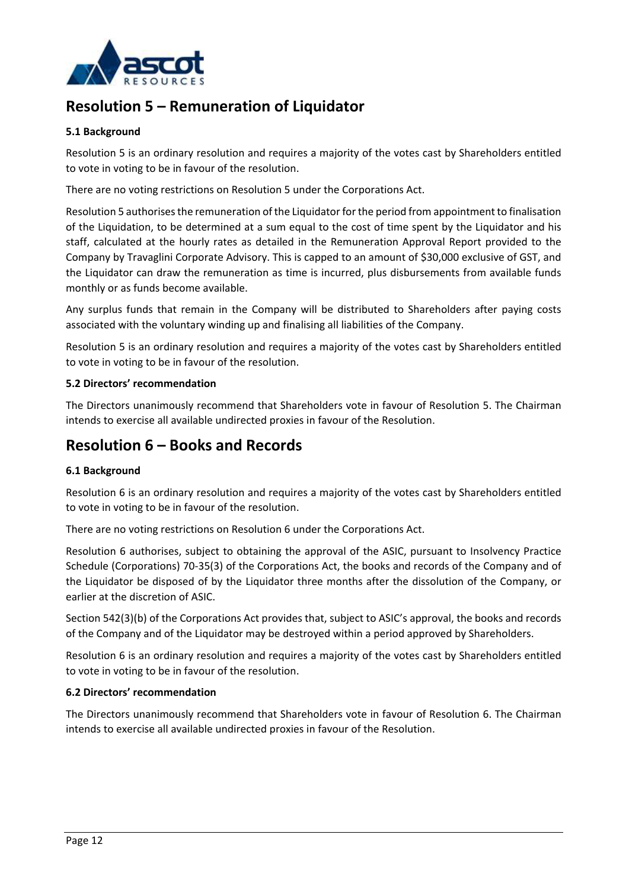## Resolution 5 – Remuneration of Liquidator

### 5.1 Background

Resolution 5 is an ordinary resolution and requires a majority of the votes cast by Shareholders entitled to vote in voting to be in favour of the resolution.

There are no voting restrictions on Resolution 5 under the Corporations Act.

Resolution 5 authorises the remuneration of the Liquidator for the period from appointment to finalisation of the Liquidation, to be determined at a sum equal to the cost of time spent by the Liquidator and his staff, calculated at the hourly rates as detailed in the Remuneration Approval Report provided to the Company by Travaglini Corporate Advisory. This is capped to an amount of $30,000 exclusive of GST, and the Liquidator can draw the remuneration as time is incurred, plus disbursements from available funds monthly or as funds become available.

Any surplus funds that remain in the Company will be distributed to Shareholders after paying costs associated with the voluntary winding up and finalising all liabilities of the Company.

Resolution 5 is an ordinary resolution and requires a majority of the votes cast by Shareholders entitled to vote in voting to be in favour of the resolution.

### 5.2 Directors' recommendation

The Directors unanimously recommend that Shareholders vote in favour of Resolution 5. The Chairman intends to exercise all available undirected proxies in favour of the Resolution.

## Resolution 6 – Books and Records

### 6.1 Background

Resolution 6 is an ordinary resolution and requires a majority of the votes cast by Shareholders entitled to vote in voting to be in favour of the resolution.

There are no voting restrictions on Resolution 6 under the Corporations Act.

Resolution 6 authorises, subject to obtaining the approval of the ASIC, pursuant to Insolvency Practice Schedule (Corporations) 70-35(3) of the Corporations Act, the books and records of the Company and of the Liquidator be disposed of by the Liquidator three months after the dissolution of the Company, or earlier at the discretion of ASIC.

Section 542(3)(b) of the Corporations Act provides that, subject to ASIC's approval, the books and records of the Company and of the Liquidator may be destroyed within a period approved by Shareholders.

Resolution 6 is an ordinary resolution and requires a majority of the votes cast by Shareholders entitled to vote in voting to be in favour of the resolution.

### 6.2 Directors' recommendation

The Directors unanimously recommend that Shareholders vote in favour of Resolution 6. The Chairman intends to exercise all available undirected proxies in favour of the Resolution.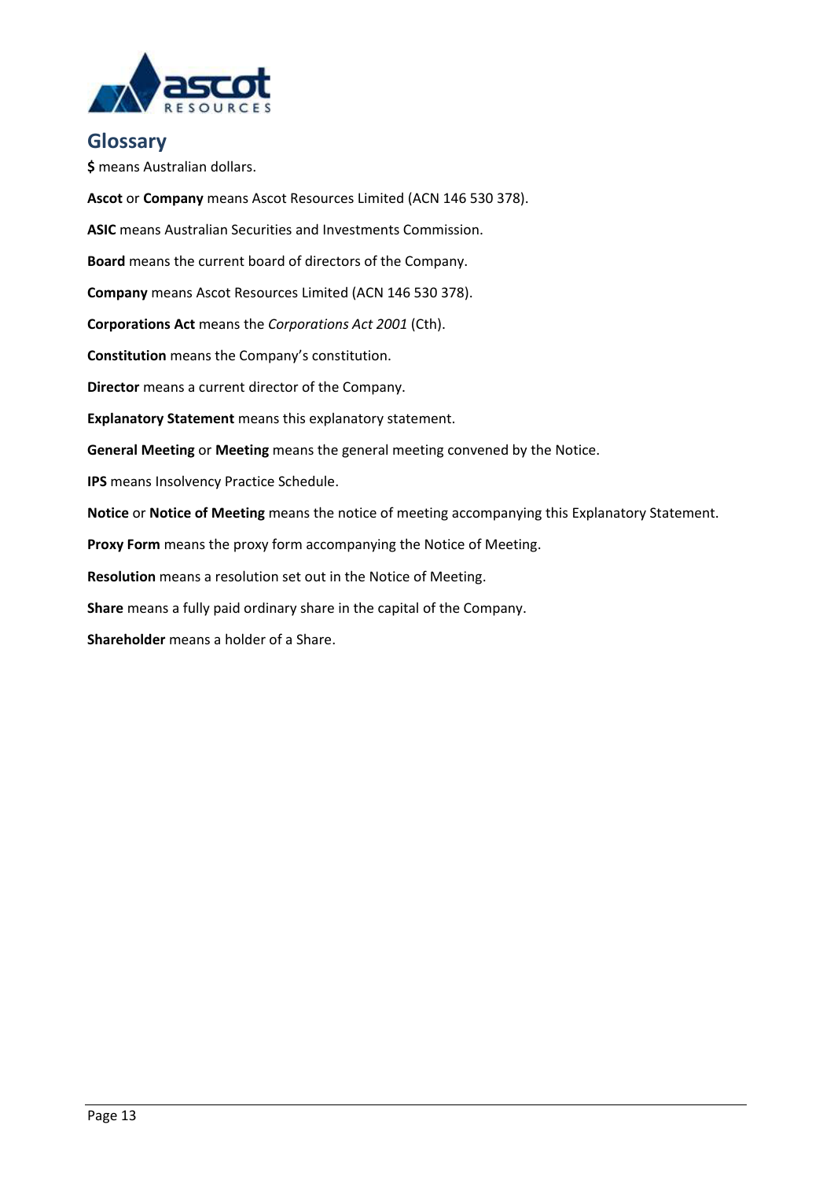## Glossary

**$** means Australian dollars.

**Ascot** or **Company** means Ascot Resources Limited (ACN 146 530 378).

**ASIC** means Australian Securities and Investments Commission.

**Board** means the current board of directors of the Company.

**Company** means Ascot Resources Limited (ACN 146 530 378).

**Corporations Act** means the *Corporations Act 2001* (Cth).

**Constitution** means the Company's constitution.

**Director** means a current director of the Company.

**Explanatory Statement** means this explanatory statement.

**General Meeting** or **Meeting** means the general meeting convened by the Notice.

**IPS** means Insolvency Practice Schedule.

**Notice** or **Notice of Meeting** means the notice of meeting accompanying this Explanatory Statement.

**Proxy Form** means the proxy form accompanying the Notice of Meeting.

**Resolution** means a resolution set out in the Notice of Meeting.

**Share** means a fully paid ordinary share in the capital of the Company.

**Shareholder** means a holder of a Share.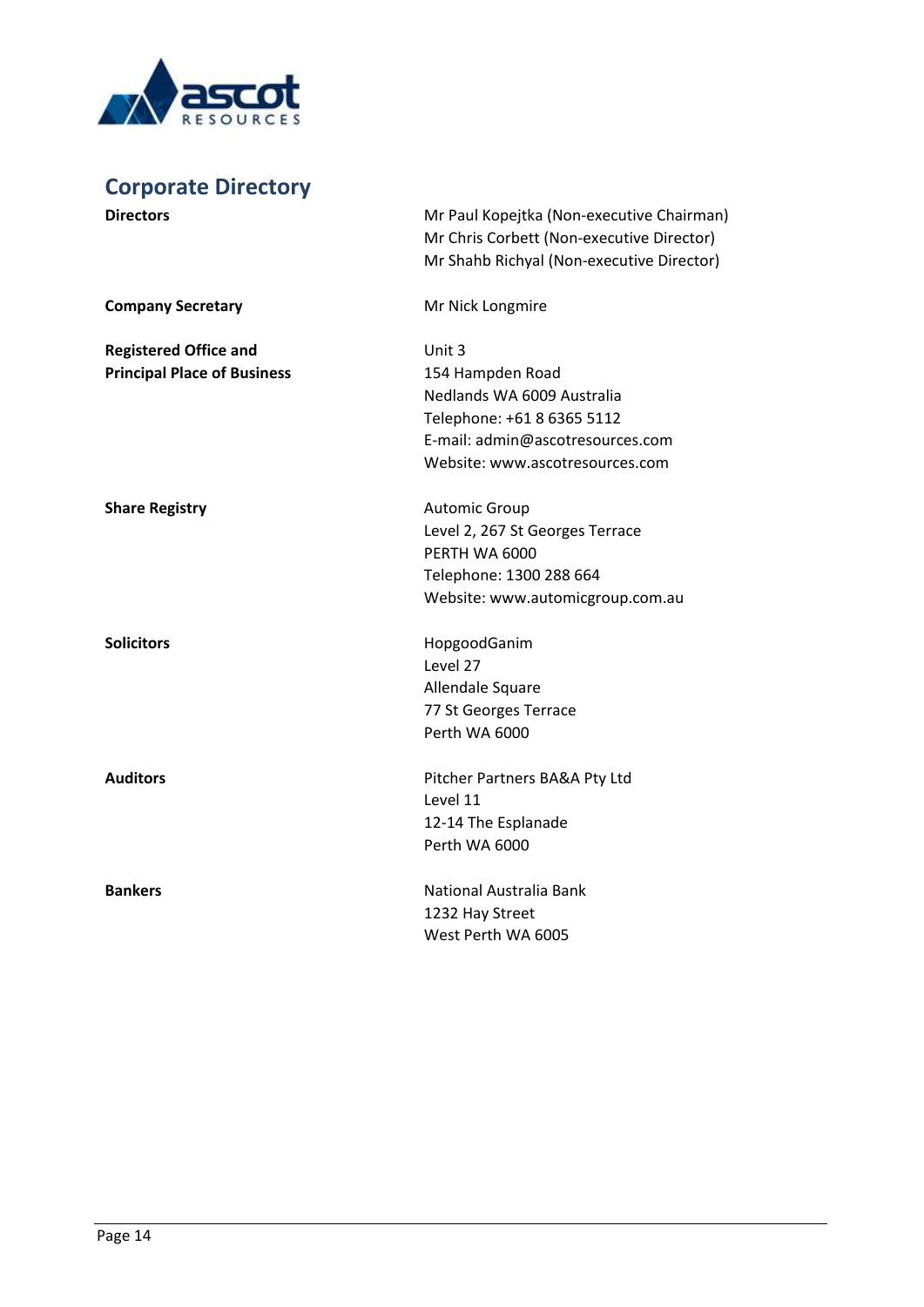## Corporate Directory

| | |
|---|---|
| **Directors** | Mr Paul Kopejtka (Non-executive Chairman)<br>Mr Chris Corbett (Non-executive Director)<br>Mr Shahb Richyal (Non-executive Director) |
| **Company Secretary** | Mr Nick Longmire |
| **Registered Office and Principal Place of Business** | Unit 3<br>154 Hampden Road<br>Nedlands WA 6009 Australia<br>Telephone: +61 8 6365 5112<br>E-mail: admin@ascotresources.com<br>Website: www.ascotresources.com |
| **Share Registry** | Automic Group<br>Level 2, 267 St Georges Terrace<br>PERTH WA 6000<br>Telephone: 1300 288 664<br>Website: www.automicgroup.com.au |
| **Solicitors** | HopgoodGanim<br>Level 27<br>Allendale Square<br>77 St Georges Terrace<br>Perth WA 6000 |
| **Auditors** | Pitcher Partners BA&A Pty Ltd<br>Level 11<br>12-14 The Esplanade<br>Perth WA 6000 |
| **Bankers** | National Australia Bank<br>1232 Hay Street<br>West Perth WA 6005 |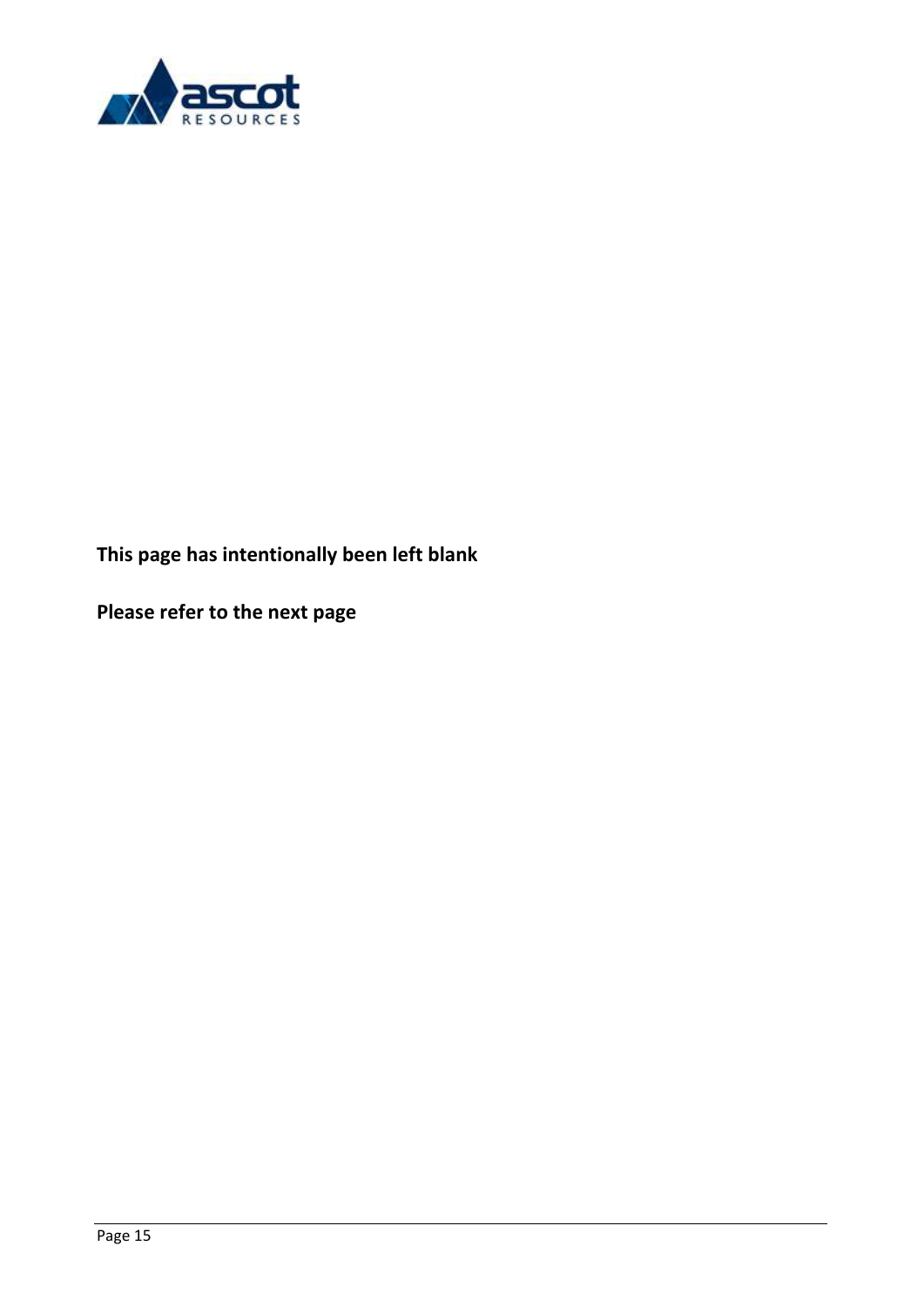**This page has intentionally been left blank**

**Please refer to the next page**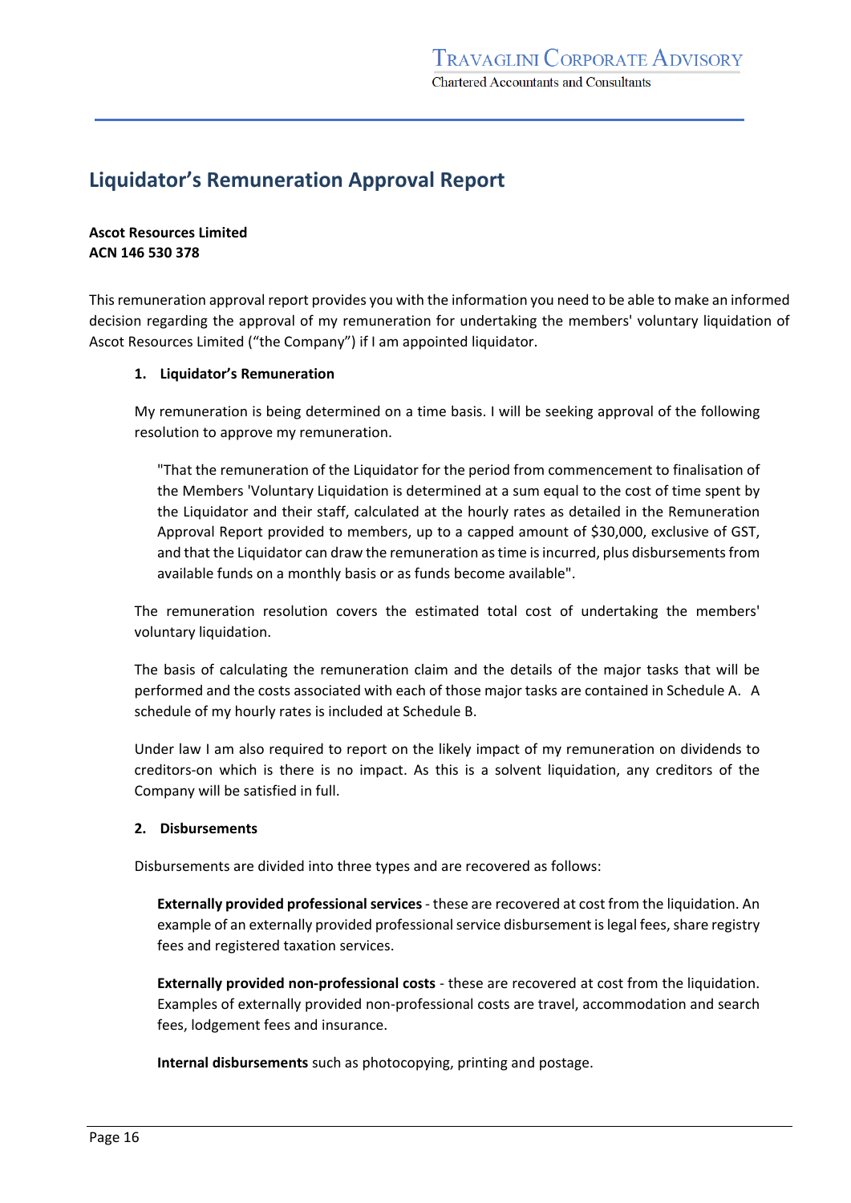# Liquidator's Remuneration Approval Report

**Ascot Resources Limited**
**ACN 146 530 378**

This remuneration approval report provides you with the information you need to be able to make an informed decision regarding the approval of my remuneration for undertaking the members' voluntary liquidation of Ascot Resources Limited ("the Company") if I am appointed liquidator.

## 1. Liquidator's Remuneration

My remuneration is being determined on a time basis. I will be seeking approval of the following resolution to approve my remuneration.

> "That the remuneration of the Liquidator for the period from commencement to finalisation of the Members 'Voluntary Liquidation is determined at a sum equal to the cost of time spent by the Liquidator and their staff, calculated at the hourly rates as detailed in the Remuneration Approval Report provided to members, up to a capped amount of $30,000, exclusive of GST, and that the Liquidator can draw the remuneration as time is incurred, plus disbursements from available funds on a monthly basis or as funds become available".

The remuneration resolution covers the estimated total cost of undertaking the members' voluntary liquidation.

The basis of calculating the remuneration claim and the details of the major tasks that will be performed and the costs associated with each of those major tasks are contained in Schedule A. A schedule of my hourly rates is included at Schedule B.

Under law I am also required to report on the likely impact of my remuneration on dividends to creditors-on which is there is no impact. As this is a solvent liquidation, any creditors of the Company will be satisfied in full.

## 2. Disbursements

Disbursements are divided into three types and are recovered as follows:

**Externally provided professional services** - these are recovered at cost from the liquidation. An example of an externally provided professional service disbursement is legal fees, share registry fees and registered taxation services.

**Externally provided non-professional costs** - these are recovered at cost from the liquidation. Examples of externally provided non-professional costs are travel, accommodation and search fees, lodgement fees and insurance.

**Internal disbursements** such as photocopying, printing and postage.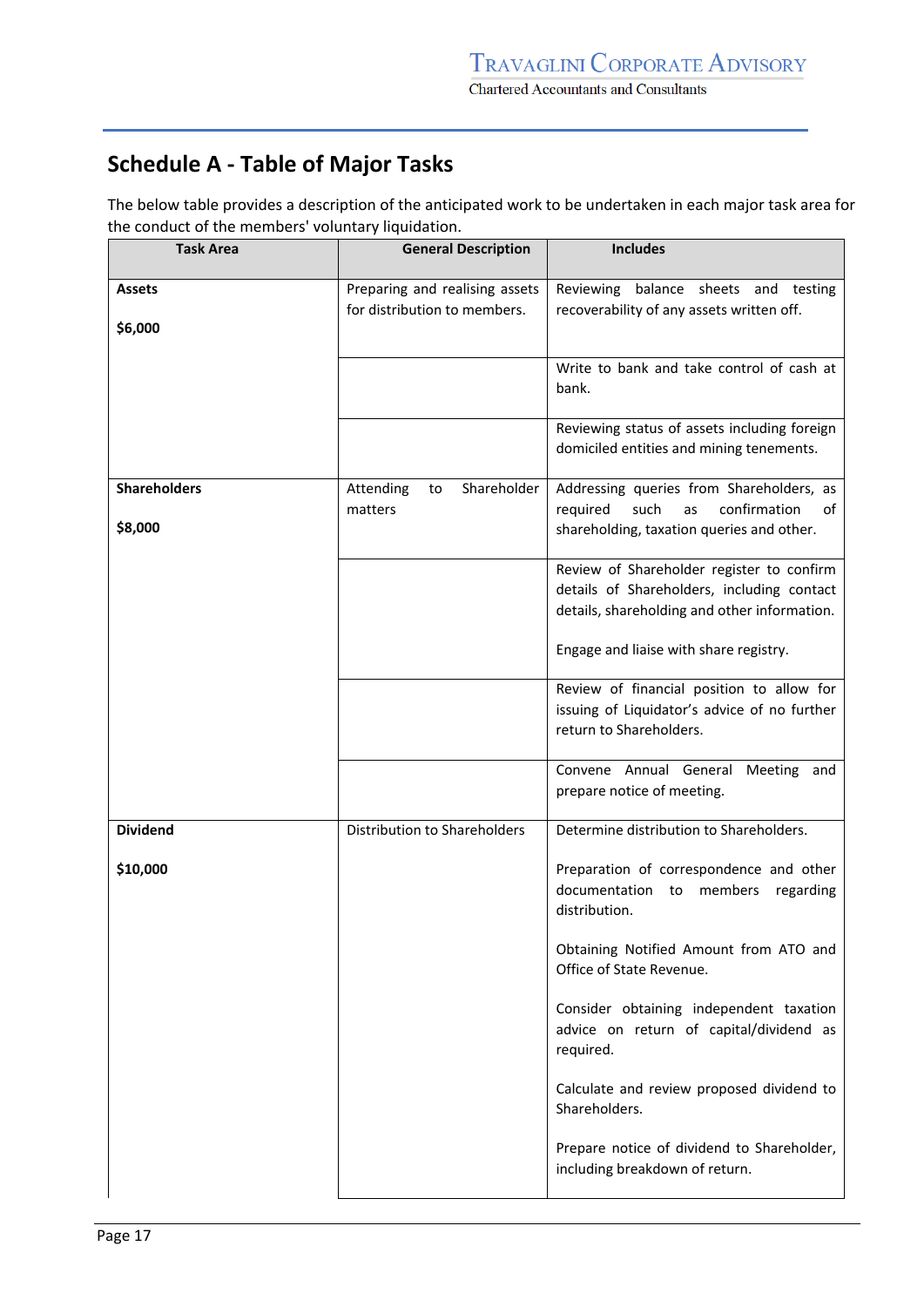## Schedule A - Table of Major Tasks

The below table provides a description of the anticipated work to be undertaken in each major task area for the conduct of the members' voluntary liquidation.

| Task Area | General Description | Includes |
|---|---|---|
| **Assets**<br><br>**$6,000** | Preparing and realising assets for distribution to members. | Reviewing balance sheets and testing recoverability of any assets written off. |
| | | Write to bank and take control of cash at bank. |
| | | Reviewing status of assets including foreign domiciled entities and mining tenements. |
| **Shareholders**<br><br>**$8,000** | Attending to Shareholder matters | Addressing queries from Shareholders, as required such as confirmation of shareholding, taxation queries and other. |
| | | Review of Shareholder register to confirm details of Shareholders, including contact details, shareholding and other information.<br><br>Engage and liaise with share registry. |
| | | Review of financial position to allow for issuing of Liquidator's advice of no further return to Shareholders. |
| | | Convene Annual General Meeting and prepare notice of meeting. |
| **Dividend**<br><br>**$10,000** | Distribution to Shareholders | Determine distribution to Shareholders.<br><br>Preparation of correspondence and other documentation to members regarding distribution.<br><br>Obtaining Notified Amount from ATO and Office of State Revenue.<br><br>Consider obtaining independent taxation advice on return of capital/dividend as required.<br><br>Calculate and review proposed dividend to Shareholders.<br><br>Prepare notice of dividend to Shareholder, including breakdown of return. |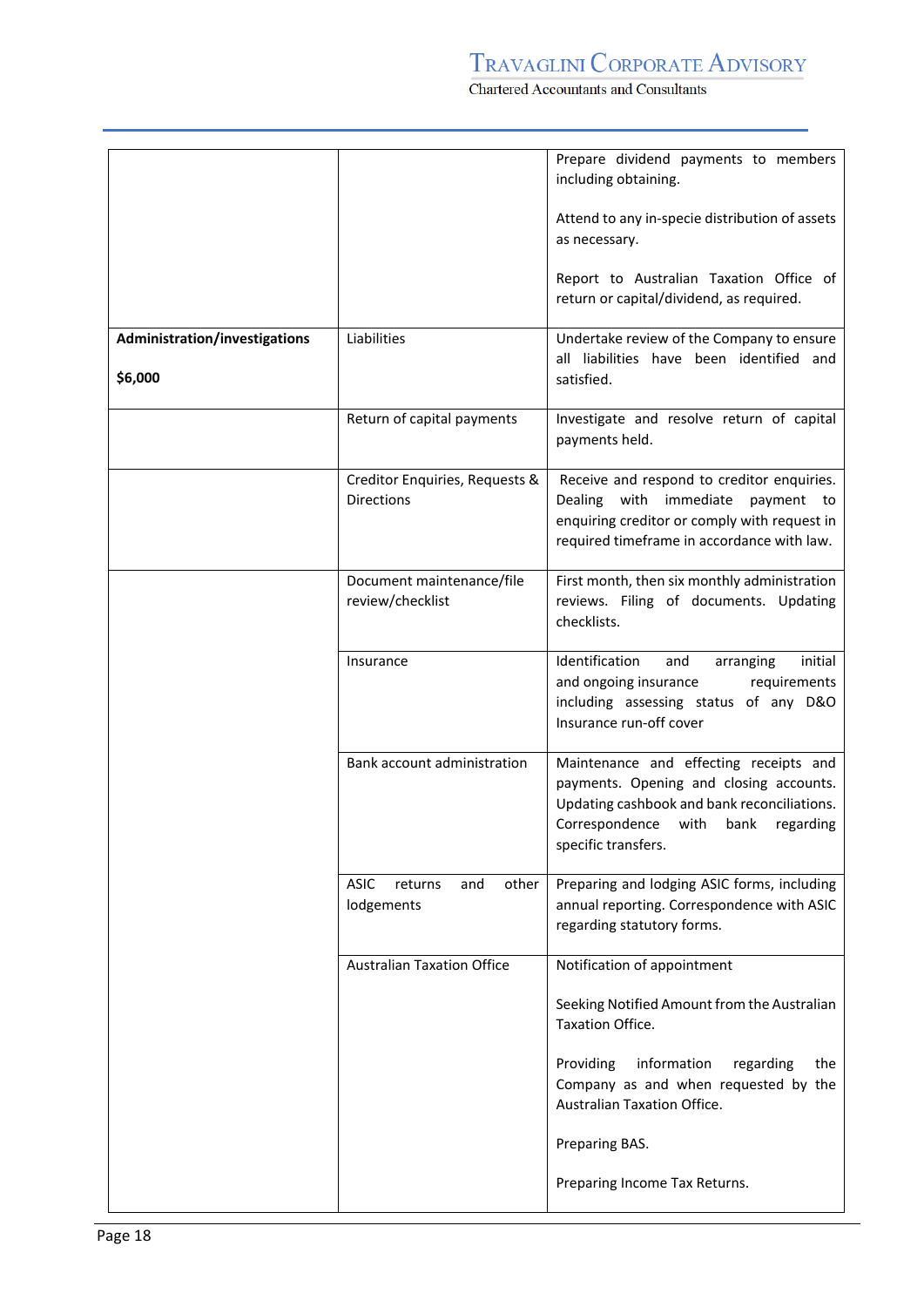| | | |
|---|---|---|
| | | Prepare dividend payments to members including obtaining.<br><br>Attend to any in-specie distribution of assets as necessary.<br><br>Report to Australian Taxation Office of return or capital/dividend, as required. |
| **Administration/investigations**<br><br>**$6,000** | Liabilities | Undertake review of the Company to ensure all liabilities have been identified and satisfied. |
| | Return of capital payments | Investigate and resolve return of capital payments held. |
| | Creditor Enquiries, Requests & Directions | Receive and respond to creditor enquiries. Dealing with immediate payment to enquiring creditor or comply with request in required timeframe in accordance with law. |
| | Document maintenance/file review/checklist | First month, then six monthly administration reviews. Filing of documents. Updating checklists. |
| | Insurance | Identification and arranging initial and ongoing insurance requirements including assessing status of any D&O Insurance run-off cover |
| | Bank account administration | Maintenance and effecting receipts and payments. Opening and closing accounts. Updating cashbook and bank reconciliations. Correspondence with bank regarding specific transfers. |
| | ASIC returns and other lodgements | Preparing and lodging ASIC forms, including annual reporting. Correspondence with ASIC regarding statutory forms. |
| | Australian Taxation Office | Notification of appointment<br><br>Seeking Notified Amount from the Australian Taxation Office.<br><br>Providing information regarding the Company as and when requested by the Australian Taxation Office.<br><br>Preparing BAS.<br><br>Preparing Income Tax Returns. |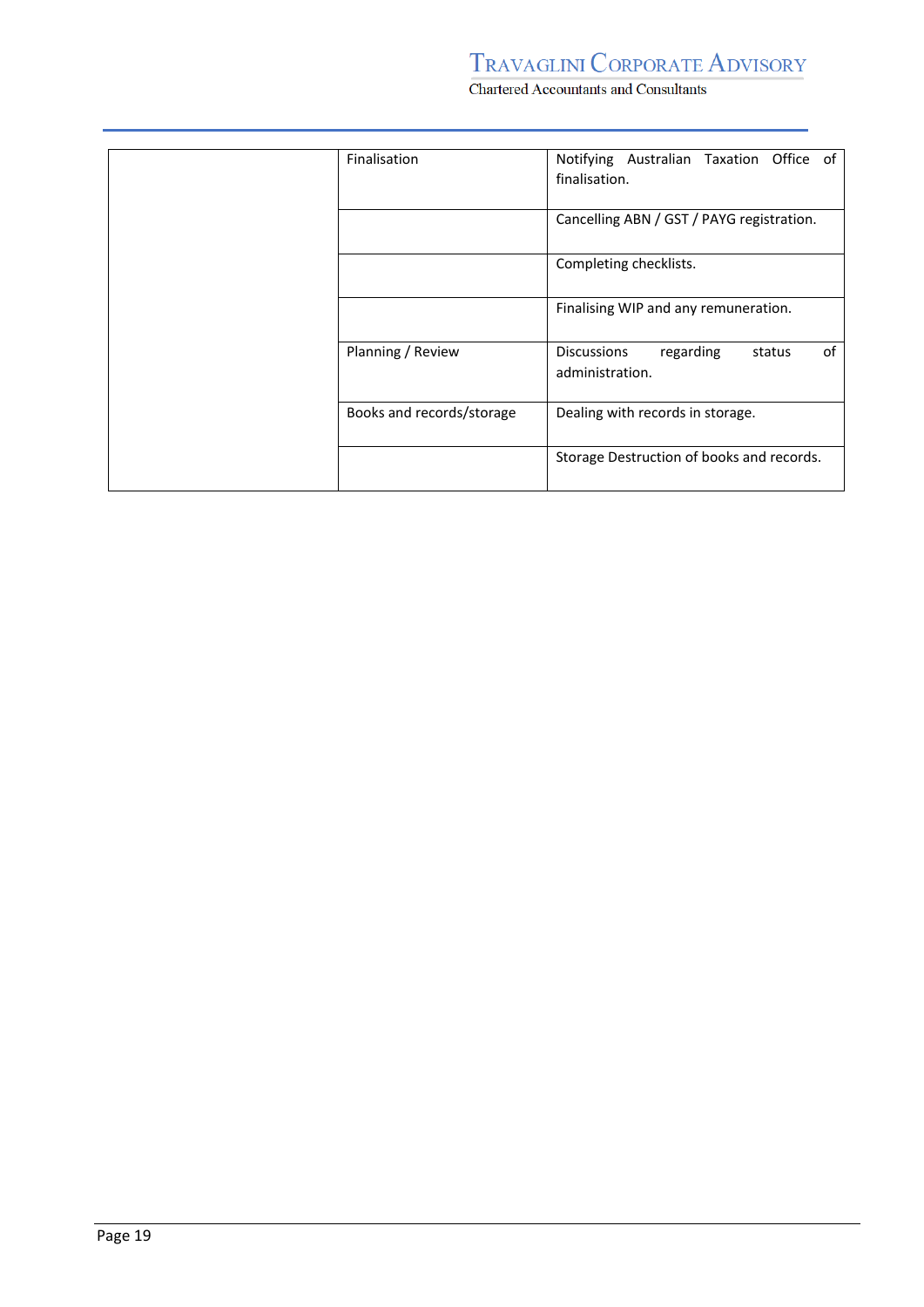| | | |
|---|---|---|
| | Finalisation | Notifying Australian Taxation Office of finalisation. |
| | | Cancelling ABN / GST / PAYG registration. |
| | | Completing checklists. |
| | | Finalising WIP and any remuneration. |
| | Planning / Review | Discussions regarding status of administration. |
| | Books and records/storage | Dealing with records in storage. |
| | | Storage Destruction of books and records. |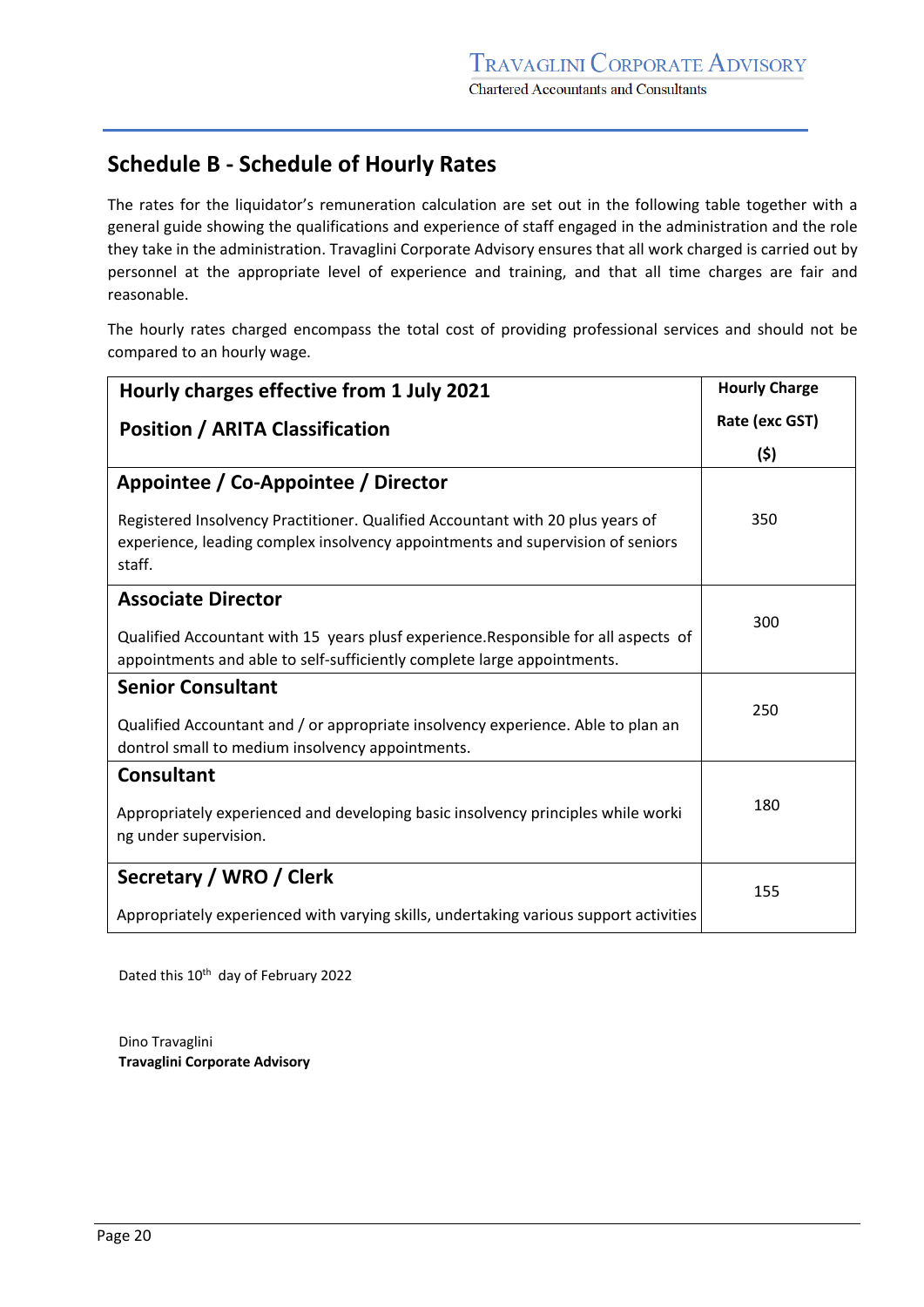## Schedule B - Schedule of Hourly Rates

The rates for the liquidator's remuneration calculation are set out in the following table together with a general guide showing the qualifications and experience of staff engaged in the administration and the role they take in the administration. Travaglini Corporate Advisory ensures that all work charged is carried out by personnel at the appropriate level of experience and training, and that all time charges are fair and reasonable.

The hourly rates charged encompass the total cost of providing professional services and should not be compared to an hourly wage.

| **Hourly charges effective from 1 July 2021**<br>**Position / ARITA Classification** | **Hourly Charge Rate (exc GST) ($)** |
|---|---|
| **Appointee / Co-Appointee / Director**<br>Registered Insolvency Practitioner. Qualified Accountant with 20 plus years of experience, leading complex insolvency appointments and supervision of seniors staff. | 350 |
| **Associate Director**<br>Qualified Accountant with 15 years plusf experience.Responsible for all aspects of appointments and able to self-sufficiently complete large appointments. | 300 |
| **Senior Consultant**<br>Qualified Accountant and / or appropriate insolvency experience. Able to plan an dontrol small to medium insolvency appointments. | 250 |
| **Consultant**<br>Appropriately experienced and developing basic insolvency principles while worki ng under supervision. | 180 |
| **Secretary / WRO / Clerk**<br>Appropriately experienced with varying skills, undertaking various support activities | 155 |

Dated this 10th day of February 2022

Dino Travaglini
**Travaglini Corporate Advisory**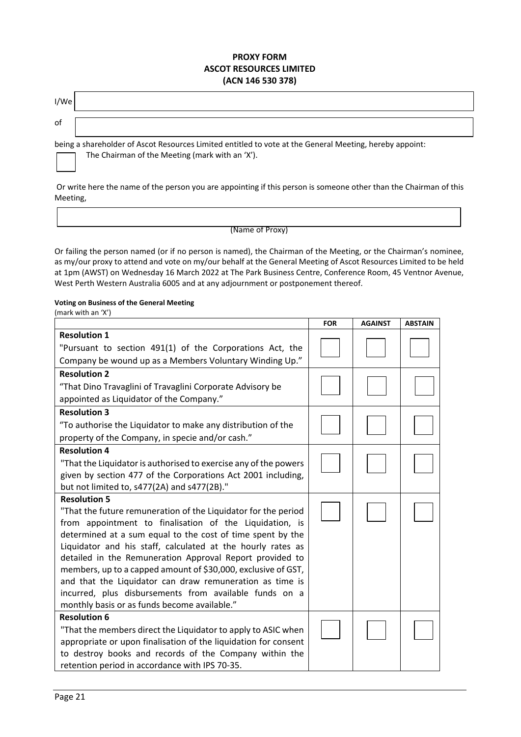# PROXY FORM
# ASCOT RESOURCES LIMITED
# (ACN 146 530 378)

I/We ____________________________________________

of ____________________________________________

being a shareholder of Ascot Resources Limited entitled to vote at the General Meeting, hereby appoint:

☐ The Chairman of the Meeting (mark with an 'X').

Or write here the name of the person you are appointing if this person is someone other than the Chairman of this Meeting,

____________________________________________
(Name of Proxy)

Or failing the person named (or if no person is named), the Chairman of the Meeting, or the Chairman's nominee, as my/our proxy to attend and vote on my/our behalf at the General Meeting of Ascot Resources Limited to be held at 1pm (AWST) on Wednesday 16 March 2022 at The Park Business Centre, Conference Room, 45 Ventnor Avenue, West Perth Western Australia 6005 and at any adjournment or postponement thereof.

**Voting on Business of the General Meeting**
(mark with an 'X')

| | FOR | AGAINST | ABSTAIN |
|---|---|---|---|
| **Resolution 1**<br>"Pursuant to section 491(1) of the Corporations Act, the Company be wound up as a Members Voluntary Winding Up." | ☐ | ☐ | ☐ |
| **Resolution 2**<br>"That Dino Travaglini of Travaglini Corporate Advisory be appointed as Liquidator of the Company." | ☐ | ☐ | ☐ |
| **Resolution 3**<br>"To authorise the Liquidator to make any distribution of the property of the Company, in specie and/or cash." | ☐ | ☐ | ☐ |
| **Resolution 4**<br>"That the Liquidator is authorised to exercise any of the powers given by section 477 of the Corporations Act 2001 including, but not limited to, s477(2A) and s477(2B)." | ☐ | ☐ | ☐ |
| **Resolution 5**<br>"That the future remuneration of the Liquidator for the period from appointment to finalisation of the Liquidation, is determined at a sum equal to the cost of time spent by the Liquidator and his staff, calculated at the hourly rates as detailed in the Remuneration Approval Report provided to members, up to a capped amount of $30,000, exclusive of GST, and that the Liquidator can draw remuneration as time is incurred, plus disbursements from available funds on a monthly basis or as funds become available." | ☐ | ☐ | ☐ |
| **Resolution 6**<br>"That the members direct the Liquidator to apply to ASIC when appropriate or upon finalisation of the liquidation for consent to destroy books and records of the Company within the retention period in accordance with IPS 70-35. | ☐ | ☐ | ☐ |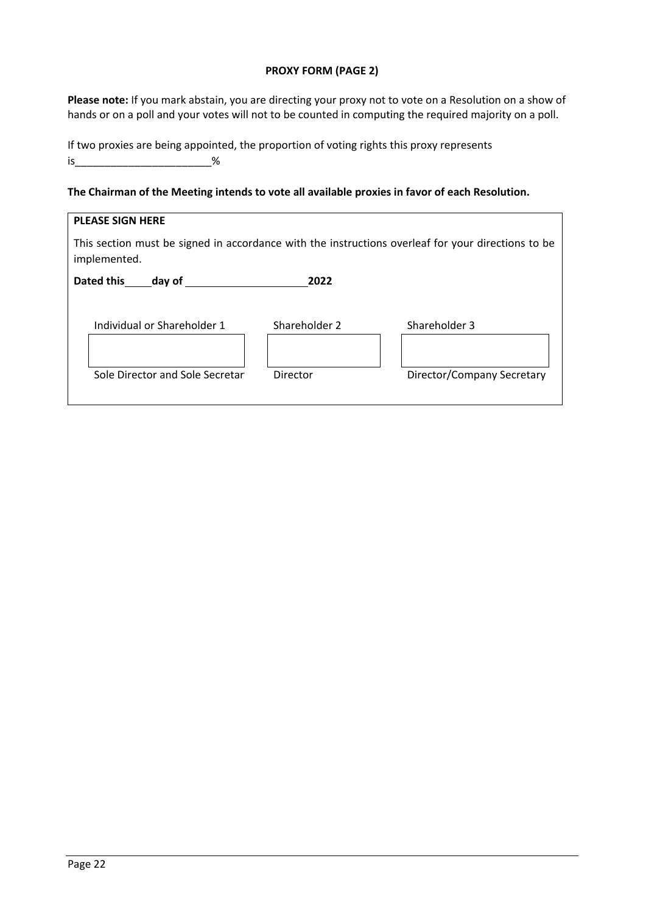**PROXY FORM (PAGE 2)**

**Please note:** If you mark abstain, you are directing your proxy not to vote on a Resolution on a show of hands or on a poll and your votes will not to be counted in computing the required majority on a poll.

If two proxies are being appointed, the proportion of voting rights this proxy represents is_______________________%

**The Chairman of the Meeting intends to vote all available proxies in favor of each Resolution.**

**PLEASE SIGN HERE**

This section must be signed in accordance with the instructions overleaf for your directions to be implemented.

**Dated this\_\_\_\_\_day of \_\_\_\_\_\_\_\_\_\_\_\_\_\_\_\_\_\_\_\_\_2022**

| Individual or Shareholder 1 | Shareholder 2 | Shareholder 3 |
|---|---|---|
| | | |
| Sole Director and Sole Secretar | Director | Director/Company Secretary |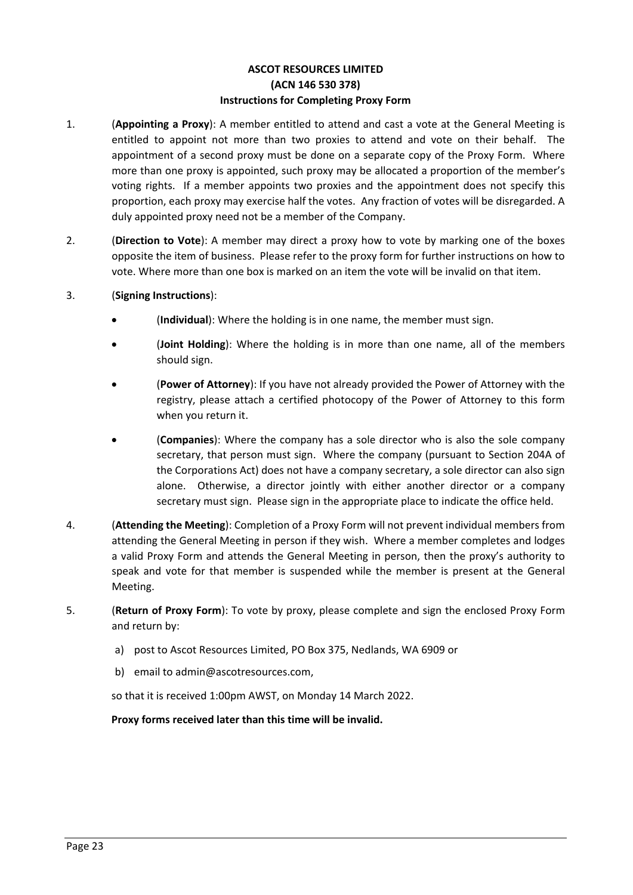**ASCOT RESOURCES LIMITED**
**(ACN 146 530 378)**
**Instructions for Completing Proxy Form**

1. (**Appointing a Proxy**): A member entitled to attend and cast a vote at the General Meeting is entitled to appoint not more than two proxies to attend and vote on their behalf. The appointment of a second proxy must be done on a separate copy of the Proxy Form. Where more than one proxy is appointed, such proxy may be allocated a proportion of the member's voting rights. If a member appoints two proxies and the appointment does not specify this proportion, each proxy may exercise half the votes. Any fraction of votes will be disregarded. A duly appointed proxy need not be a member of the Company.

2. (**Direction to Vote**): A member may direct a proxy how to vote by marking one of the boxes opposite the item of business. Please refer to the proxy form for further instructions on how to vote. Where more than one box is marked on an item the vote will be invalid on that item.

3. (**Signing Instructions**):

   - (**Individual**): Where the holding is in one name, the member must sign.
   - (**Joint Holding**): Where the holding is in more than one name, all of the members should sign.
   - (**Power of Attorney**): If you have not already provided the Power of Attorney with the registry, please attach a certified photocopy of the Power of Attorney to this form when you return it.
   - (**Companies**): Where the company has a sole director who is also the sole company secretary, that person must sign. Where the company (pursuant to Section 204A of the Corporations Act) does not have a company secretary, a sole director can also sign alone. Otherwise, a director jointly with either another director or a company secretary must sign. Please sign in the appropriate place to indicate the office held.

4. (**Attending the Meeting**): Completion of a Proxy Form will not prevent individual members from attending the General Meeting in person if they wish. Where a member completes and lodges a valid Proxy Form and attends the General Meeting in person, then the proxy's authority to speak and vote for that member is suspended while the member is present at the General Meeting.

5. (**Return of Proxy Form**): To vote by proxy, please complete and sign the enclosed Proxy Form and return by:

   a) post to Ascot Resources Limited, PO Box 375, Nedlands, WA 6909 or

   b) email to admin@ascotresources.com,

   so that it is received 1:00pm AWST, on Monday 14 March 2022.

   **Proxy forms received later than this time will be invalid.**